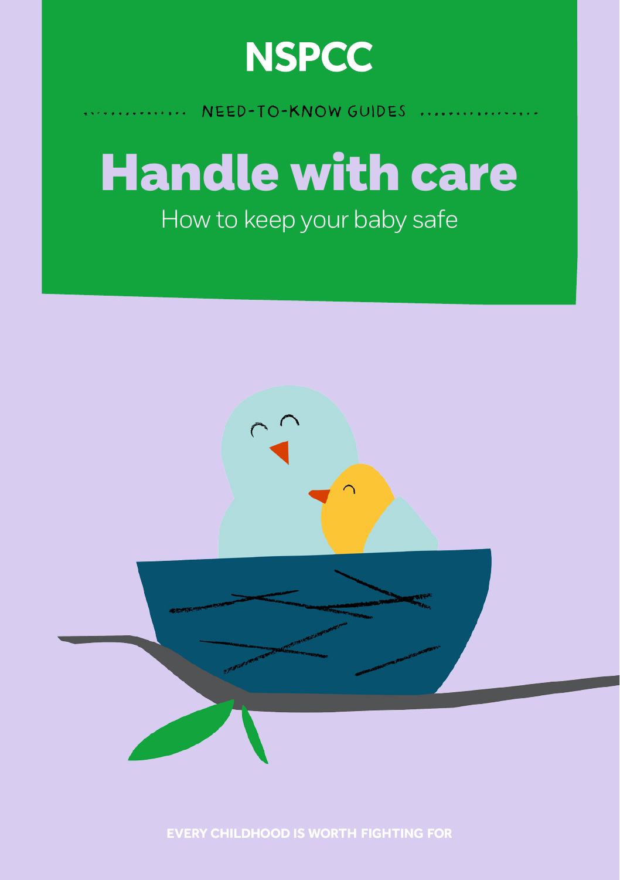NSPCC

NEED-TO-KNOW GUIDES

# Handle with care

How to keep your baby safe

EVERY CHILDHOOD IS WORTH FIGHTING FOR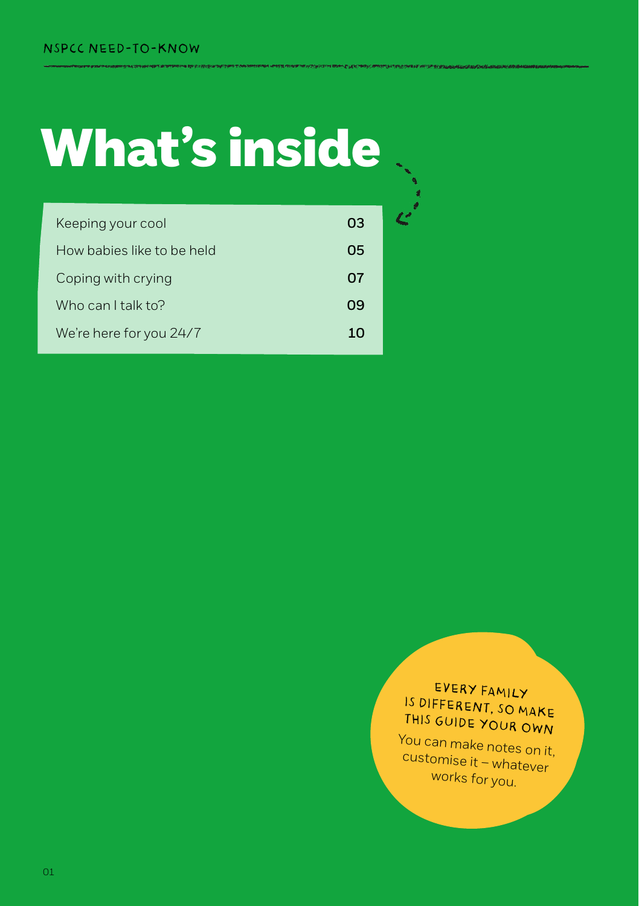# What's inside

| | |
|---|---|
| Keeping your cool | 03 |
| How babies like to be held | 05 |
| Coping with crying | 07 |
| Who can I talk to? | 09 |
| We're here for you 24/7 | 10 |

EVERY FAMILY IS DIFFERENT, SO MAKE THIS GUIDE YOUR OWN

You can make notes on it, customise it – whatever works for you.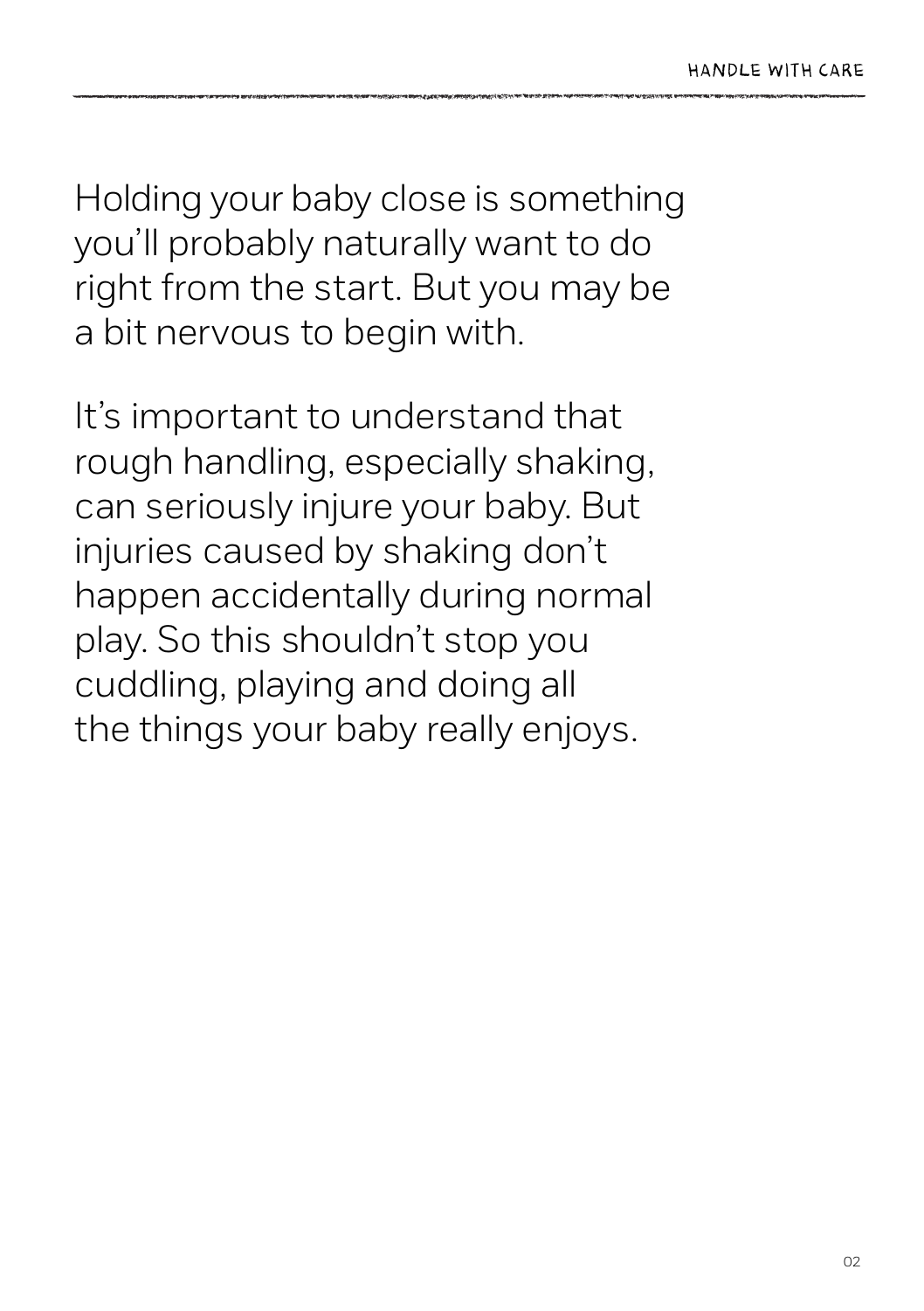Holding your baby close is something you'll probably naturally want to do right from the start. But you may be a bit nervous to begin with.

It's important to understand that rough handling, especially shaking, can seriously injure your baby. But injuries caused by shaking don't happen accidentally during normal play. So this shouldn't stop you cuddling, playing and doing all the things your baby really enjoys.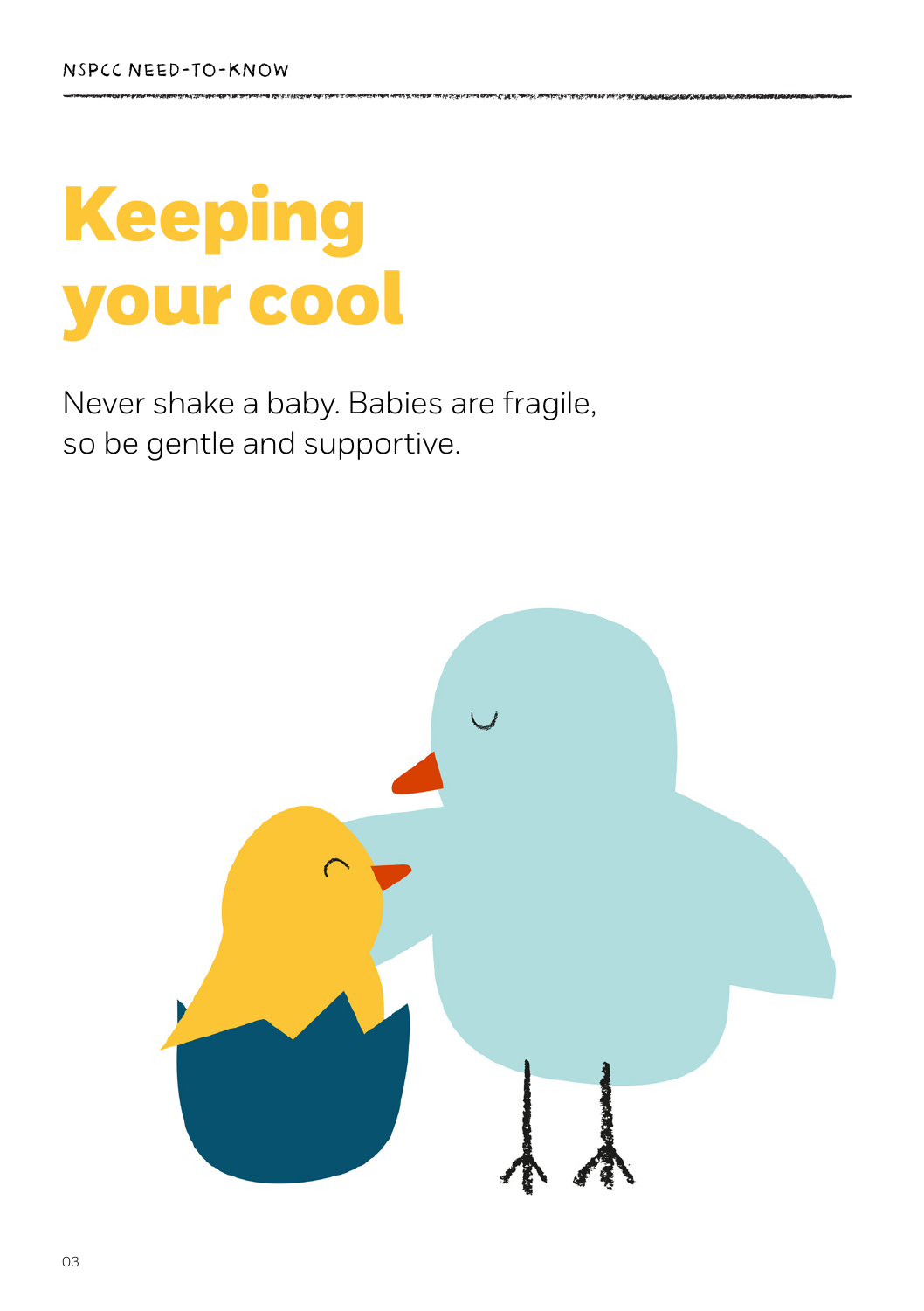# Keeping your cool

Never shake a baby. Babies are fragile, so be gentle and supportive.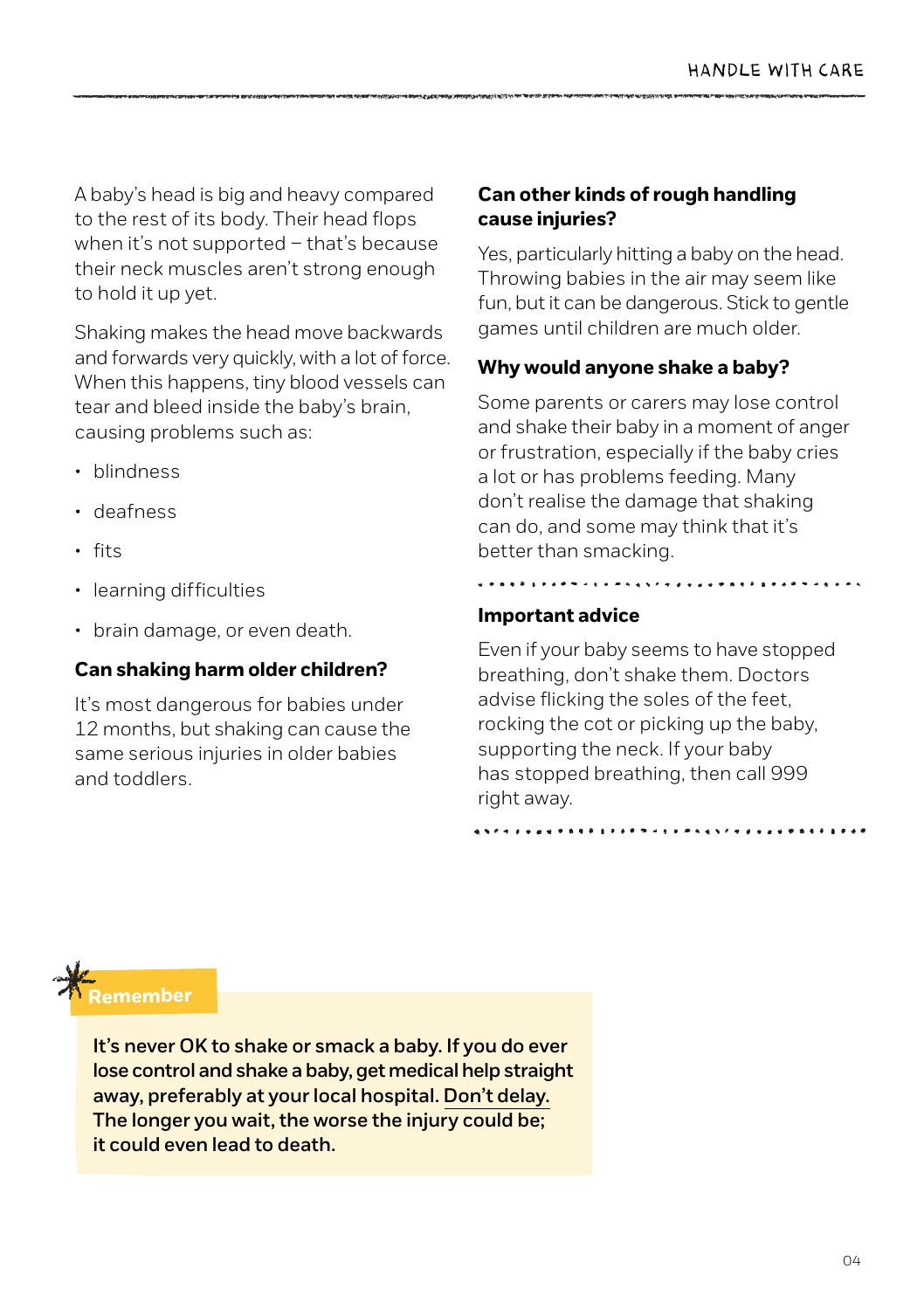A baby's head is big and heavy compared to the rest of its body. Their head flops when it's not supported – that's because their neck muscles aren't strong enough to hold it up yet.

Shaking makes the head move backwards and forwards very quickly, with a lot of force. When this happens, tiny blood vessels can tear and bleed inside the baby's brain, causing problems such as:

- blindness
- deafness
- fits
- learning difficulties
- brain damage, or even death.

### Can shaking harm older children?

It's most dangerous for babies under 12 months, but shaking can cause the same serious injuries in older babies and toddlers.

### Can other kinds of rough handling cause injuries?

Yes, particularly hitting a baby on the head. Throwing babies in the air may seem like fun, but it can be dangerous. Stick to gentle games until children are much older.

### Why would anyone shake a baby?

Some parents or carers may lose control and shake their baby in a moment of anger or frustration, especially if the baby cries a lot or has problems feeding. Many don't realise the damage that shaking can do, and some may think that it's better than smacking.

### Important advice

Even if your baby seems to have stopped breathing, don't shake them. Doctors advise flicking the soles of the feet, rocking the cot or picking up the baby, supporting the neck. If your baby has stopped breathing, then call 999 right away.

**Remember**

**It's never OK to shake or smack a baby. If you do ever lose control and shake a baby, get medical help straight away, preferably at your local hospital. Don't delay. The longer you wait, the worse the injury could be; it could even lead to death.**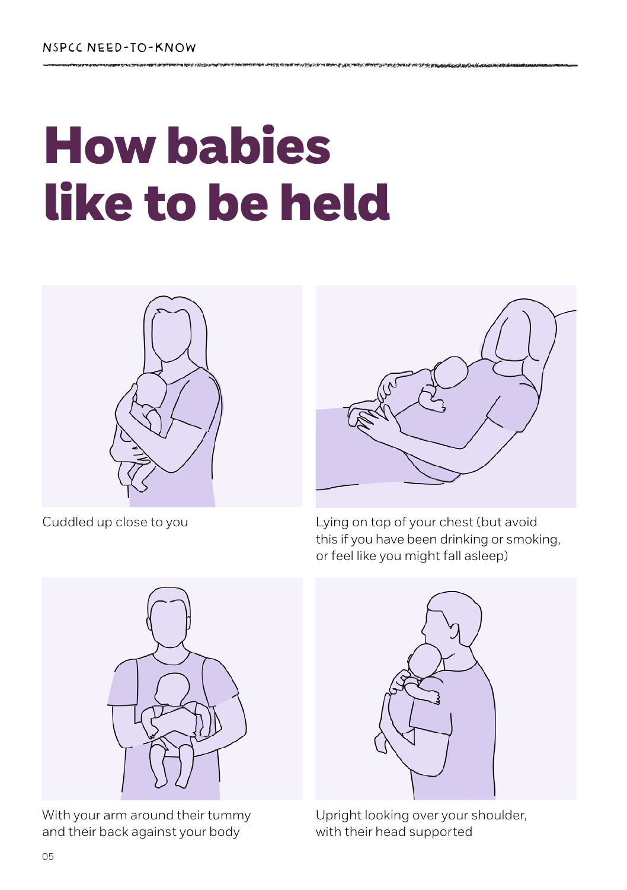# How babies like to be held

Cuddled up close to you

Lying on top of your chest (but avoid this if you have been drinking or smoking, or feel like you might fall asleep)

With your arm around their tummy and their back against your body

Upright looking over your shoulder, with their head supported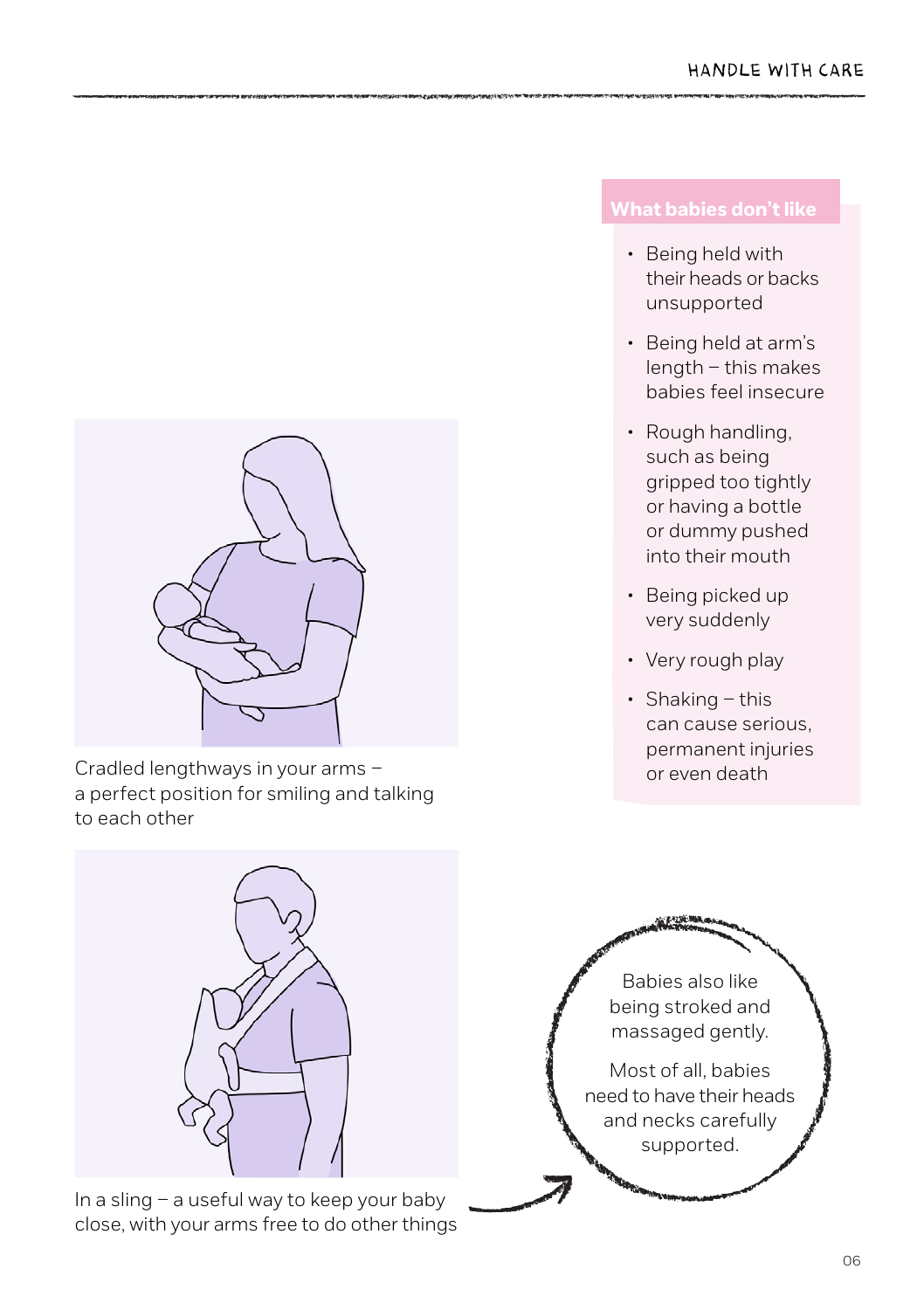Cradled lengthways in your arms – a perfect position for smiling and talking to each other

In a sling – a useful way to keep your baby close, with your arms free to do other things

## What babies don't like

- Being held with their heads or backs unsupported
- Being held at arm's length – this makes babies feel insecure
- Rough handling, such as being gripped too tightly or having a bottle or dummy pushed into their mouth
- Being picked up very suddenly
- Very rough play
- Shaking – this can cause serious, permanent injuries or even death

Babies also like being stroked and massaged gently.

Most of all, babies need to have their heads and necks carefully supported.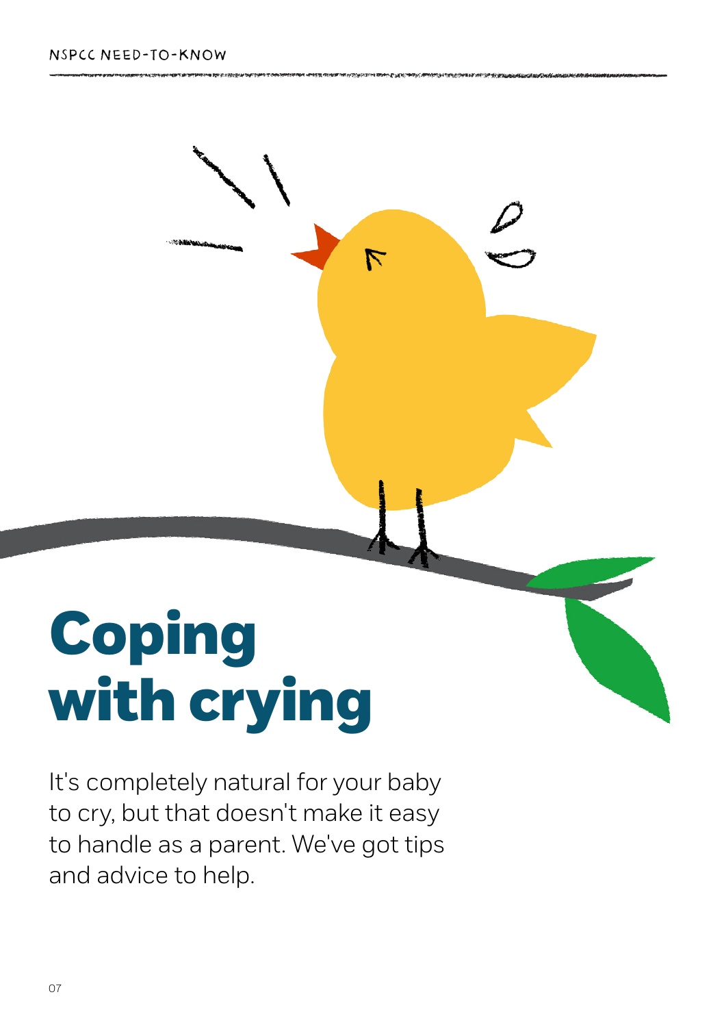# Coping with crying

It's completely natural for your baby to cry, but that doesn't make it easy to handle as a parent. We've got tips and advice to help.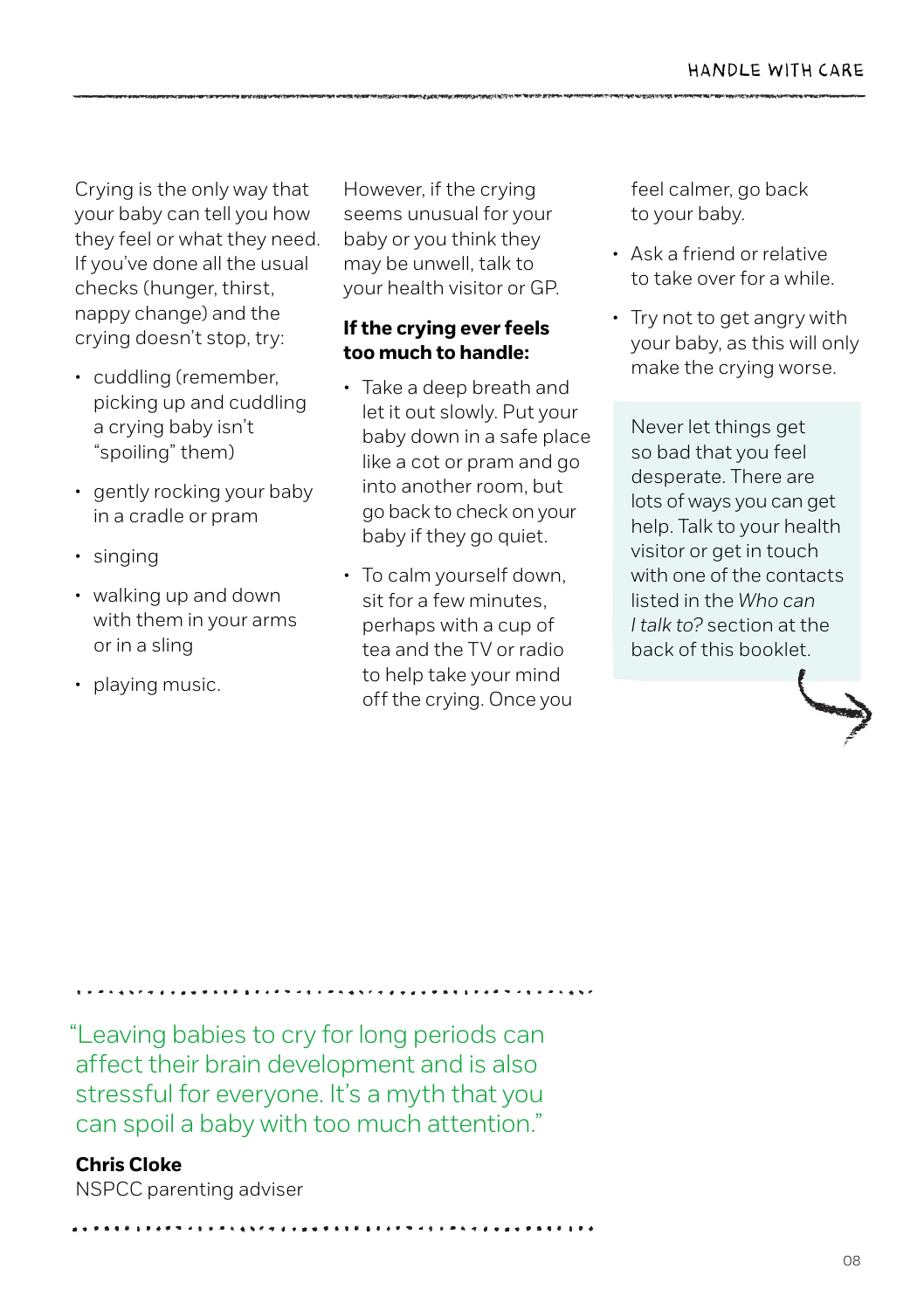Crying is the only way that your baby can tell you how they feel or what they need. If you've done all the usual checks (hunger, thirst, nappy change) and the crying doesn't stop, try:

- cuddling (remember, picking up and cuddling a crying baby isn't "spoiling" them)
- gently rocking your baby in a cradle or pram
- singing
- walking up and down with them in your arms or in a sling
- playing music.

However, if the crying seems unusual for your baby or you think they may be unwell, talk to your health visitor or GP.

**If the crying ever feels too much to handle:**

- Take a deep breath and let it out slowly. Put your baby down in a safe place like a cot or pram and go into another room, but go back to check on your baby if they go quiet.
- To calm yourself down, sit for a few minutes, perhaps with a cup of tea and the TV or radio to help take your mind off the crying. Once you feel calmer, go back to your baby.
- Ask a friend or relative to take over for a while.
- Try not to get angry with your baby, as this will only make the crying worse.

Never let things get so bad that you feel desperate. There are lots of ways you can get help. Talk to your health visitor or get in touch with one of the contacts listed in the *Who can I talk to?* section at the back of this booklet.

"Leaving babies to cry for long periods can affect their brain development and is also stressful for everyone. It's a myth that you can spoil a baby with too much attention."

**Chris Cloke**
NSPCC parenting adviser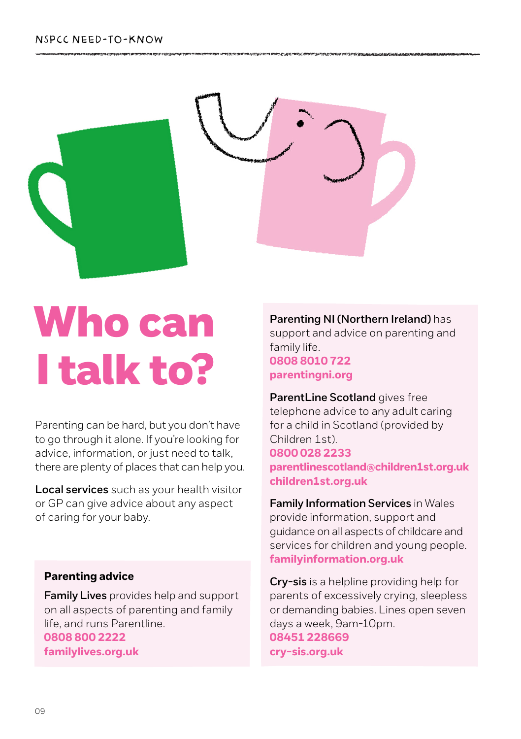# Who can I talk to?

Parenting can be hard, but you don't have to go through it alone. If you're looking for advice, information, or just need to talk, there are plenty of places that can help you.

**Local services** such as your health visitor or GP can give advice about any aspect of caring for your baby.

### Parenting advice

**Family Lives** provides help and support on all aspects of parenting and family life, and runs Parentline.
**0808 800 2222**
**familylives.org.uk**

**Parenting NI (Northern Ireland)** has support and advice on parenting and family life.
**0808 8010 722**
**parentingni.org**

**ParentLine Scotland** gives free telephone advice to any adult caring for a child in Scotland (provided by Children 1st).
**0800 028 2233**
**parentlinescotland@children1st.org.uk**
**children1st.org.uk**

**Family Information Services** in Wales provide information, support and guidance on all aspects of childcare and services for children and young people.
**familyinformation.org.uk**

**Cry-sis** is a helpline providing help for parents of excessively crying, sleepless or demanding babies. Lines open seven days a week, 9am-10pm.
**08451 228669**
**cry-sis.org.uk**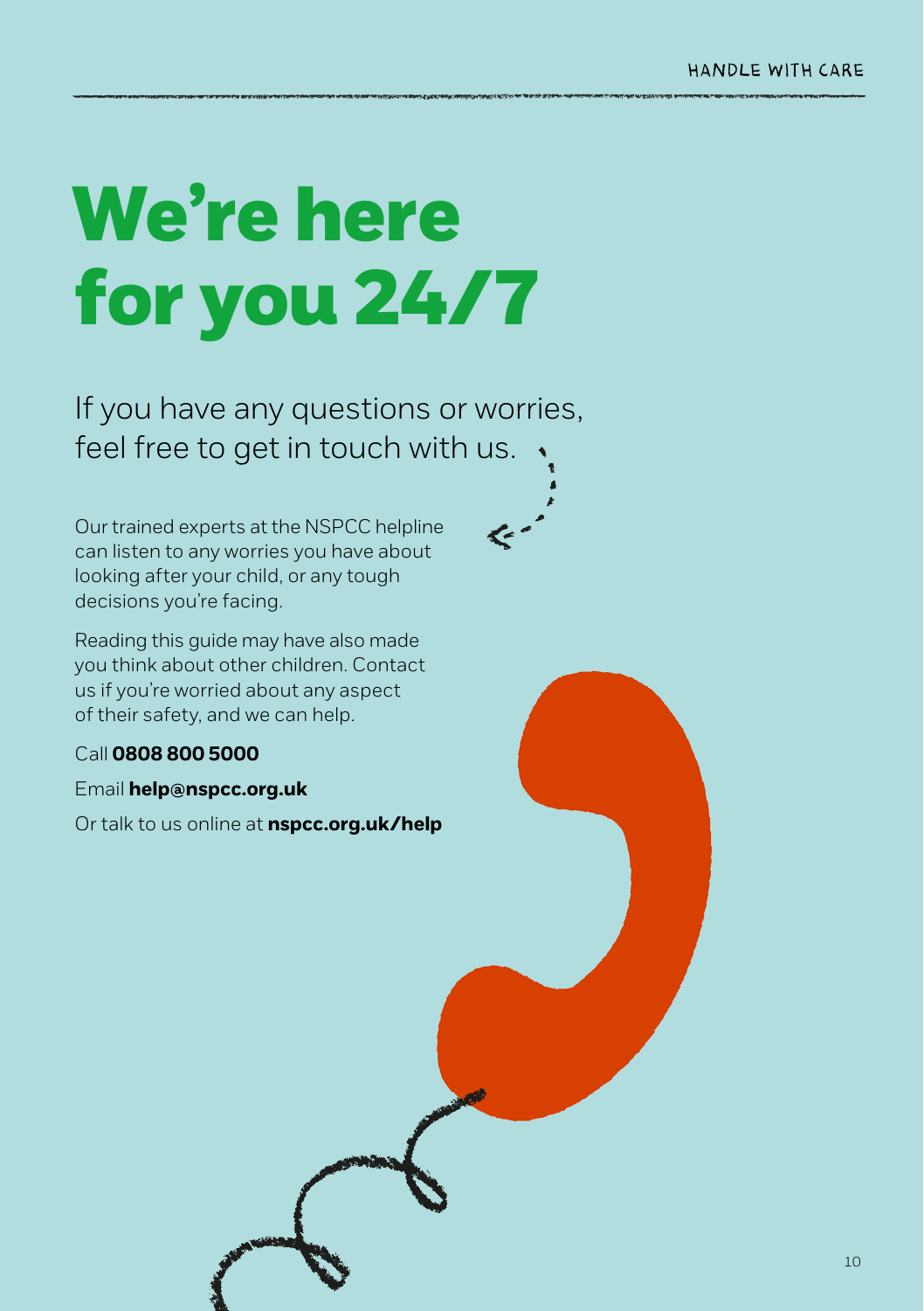# We're here for you 24/7

If you have any questions or worries, feel free to get in touch with us.

Our trained experts at the NSPCC helpline can listen to any worries you have about looking after your child, or any tough decisions you're facing.

Reading this guide may have also made you think about other children. Contact us if you're worried about any aspect of their safety, and we can help.

Call **0808 800 5000**

Email **help@nspcc.org.uk**

Or talk to us online at **nspcc.org.uk/help**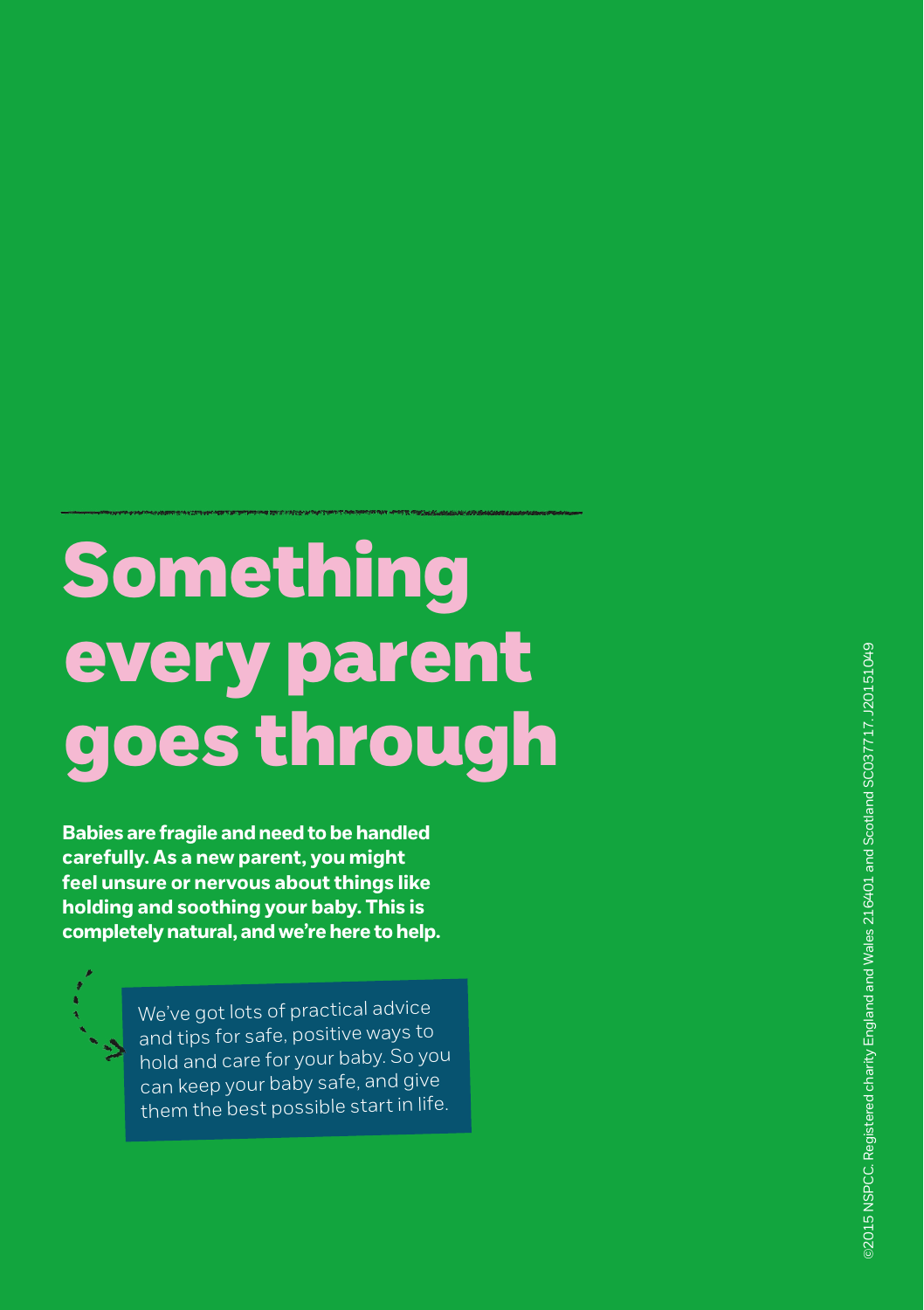# Something every parent goes through

**Babies are fragile and need to be handled carefully. As a new parent, you might feel unsure or nervous about things like holding and soothing your baby. This is completely natural, and we're here to help.**

We've got lots of practical advice and tips for safe, positive ways to hold and care for your baby. So you can keep your baby safe, and give them the best possible start in life.

©2015 NSPCC. Registered charity England and Wales 216401 and Scotland SC037717. J20151049